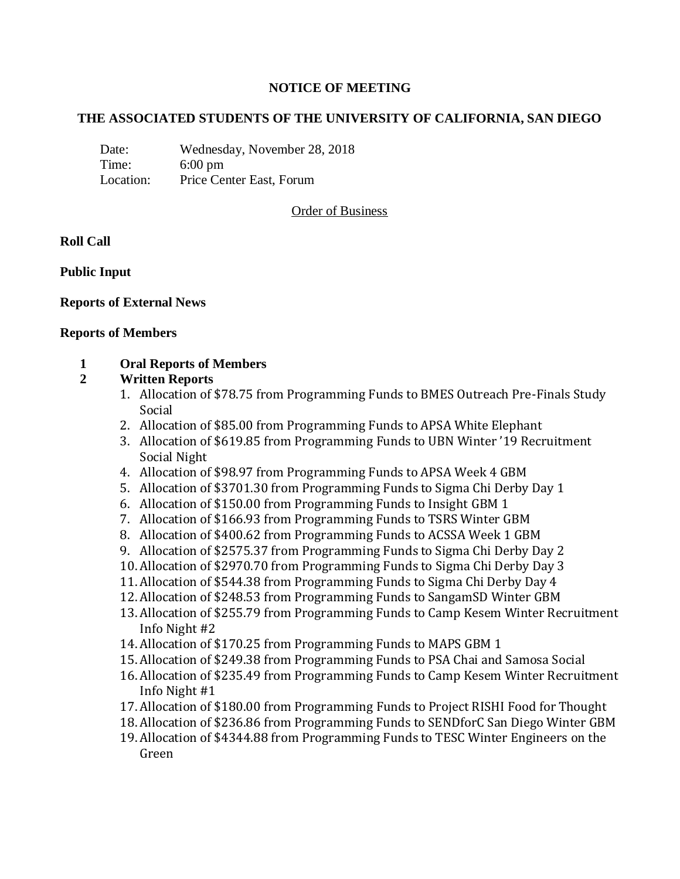# NOTICE OF MEETING

## THE ASSOCIATED STUDENTS OF THE UNIVERSITY OF CALIFORNIA, SAN DIEGO

Date: Wednesday, November 28, 2018
Time: 6:00 pm
Location: Price Center East, Forum

Order of Business

**Roll Call**

**Public Input**

**Reports of External News**

**Reports of Members**

**1 Oral Reports of Members**

**2 Written Reports**

1. Allocation of $78.75 from Programming Funds to BMES Outreach Pre-Finals Study Social
2. Allocation of $85.00 from Programming Funds to APSA White Elephant
3. Allocation of $619.85 from Programming Funds to UBN Winter '19 Recruitment Social Night
4. Allocation of $98.97 from Programming Funds to APSA Week 4 GBM
5. Allocation of $3701.30 from Programming Funds to Sigma Chi Derby Day 1
6. Allocation of $150.00 from Programming Funds to Insight GBM 1
7. Allocation of $166.93 from Programming Funds to TSRS Winter GBM
8. Allocation of $400.62 from Programming Funds to ACSSA Week 1 GBM
9. Allocation of $2575.37 from Programming Funds to Sigma Chi Derby Day 2
10. Allocation of $2970.70 from Programming Funds to Sigma Chi Derby Day 3
11. Allocation of $544.38 from Programming Funds to Sigma Chi Derby Day 4
12. Allocation of $248.53 from Programming Funds to SangamSD Winter GBM
13. Allocation of $255.79 from Programming Funds to Camp Kesem Winter Recruitment Info Night #2
14. Allocation of $170.25 from Programming Funds to MAPS GBM 1
15. Allocation of $249.38 from Programming Funds to PSA Chai and Samosa Social
16. Allocation of $235.49 from Programming Funds to Camp Kesem Winter Recruitment Info Night #1
17. Allocation of $180.00 from Programming Funds to Project RISHI Food for Thought
18. Allocation of $236.86 from Programming Funds to SENDforC San Diego Winter GBM
19. Allocation of $4344.88 from Programming Funds to TESC Winter Engineers on the Green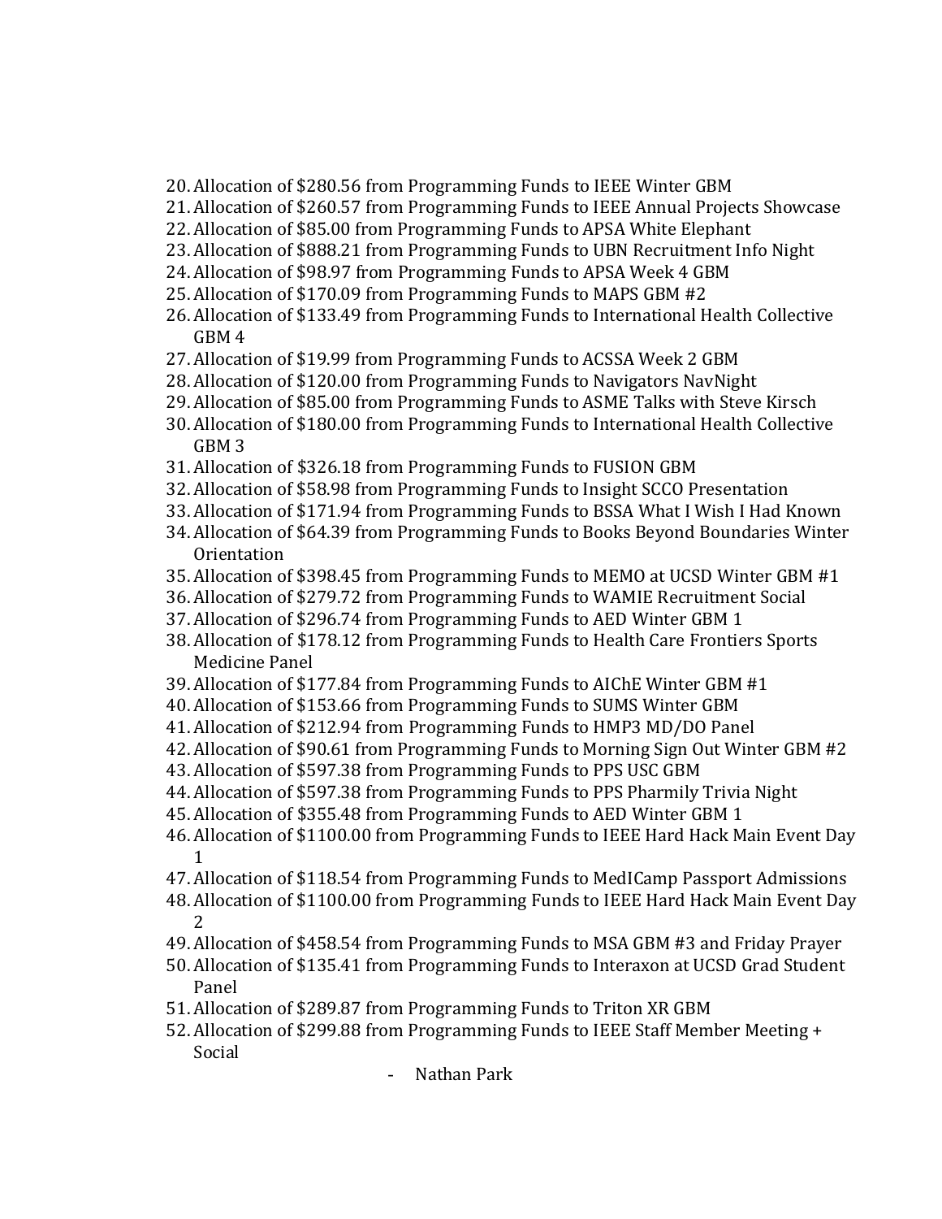20. Allocation of $280.56 from Programming Funds to IEEE Winter GBM
21. Allocation of $260.57 from Programming Funds to IEEE Annual Projects Showcase
22. Allocation of $85.00 from Programming Funds to APSA White Elephant
23. Allocation of $888.21 from Programming Funds to UBN Recruitment Info Night
24. Allocation of $98.97 from Programming Funds to APSA Week 4 GBM
25. Allocation of $170.09 from Programming Funds to MAPS GBM #2
26. Allocation of $133.49 from Programming Funds to International Health Collective GBM 4
27. Allocation of $19.99 from Programming Funds to ACSSA Week 2 GBM
28. Allocation of $120.00 from Programming Funds to Navigators NavNight
29. Allocation of $85.00 from Programming Funds to ASME Talks with Steve Kirsch
30. Allocation of $180.00 from Programming Funds to International Health Collective GBM 3
31. Allocation of $326.18 from Programming Funds to FUSION GBM
32. Allocation of $58.98 from Programming Funds to Insight SCCO Presentation
33. Allocation of $171.94 from Programming Funds to BSSA What I Wish I Had Known
34. Allocation of $64.39 from Programming Funds to Books Beyond Boundaries Winter Orientation
35. Allocation of $398.45 from Programming Funds to MEMO at UCSD Winter GBM #1
36. Allocation of $279.72 from Programming Funds to WAMIE Recruitment Social
37. Allocation of $296.74 from Programming Funds to AED Winter GBM 1
38. Allocation of $178.12 from Programming Funds to Health Care Frontiers Sports Medicine Panel
39. Allocation of $177.84 from Programming Funds to AIChE Winter GBM #1
40. Allocation of $153.66 from Programming Funds to SUMS Winter GBM
41. Allocation of $212.94 from Programming Funds to HMP3 MD/DO Panel
42. Allocation of $90.61 from Programming Funds to Morning Sign Out Winter GBM #2
43. Allocation of $597.38 from Programming Funds to PPS USC GBM
44. Allocation of $597.38 from Programming Funds to PPS Pharmily Trivia Night
45. Allocation of $355.48 from Programming Funds to AED Winter GBM 1
46. Allocation of $1100.00 from Programming Funds to IEEE Hard Hack Main Event Day 1
47. Allocation of $118.54 from Programming Funds to MedICamp Passport Admissions
48. Allocation of $1100.00 from Programming Funds to IEEE Hard Hack Main Event Day 2
49. Allocation of $458.54 from Programming Funds to MSA GBM #3 and Friday Prayer
50. Allocation of $135.41 from Programming Funds to Interaxon at UCSD Grad Student Panel
51. Allocation of $289.87 from Programming Funds to Triton XR GBM
52. Allocation of $299.88 from Programming Funds to IEEE Staff Member Meeting + Social

- Nathan Park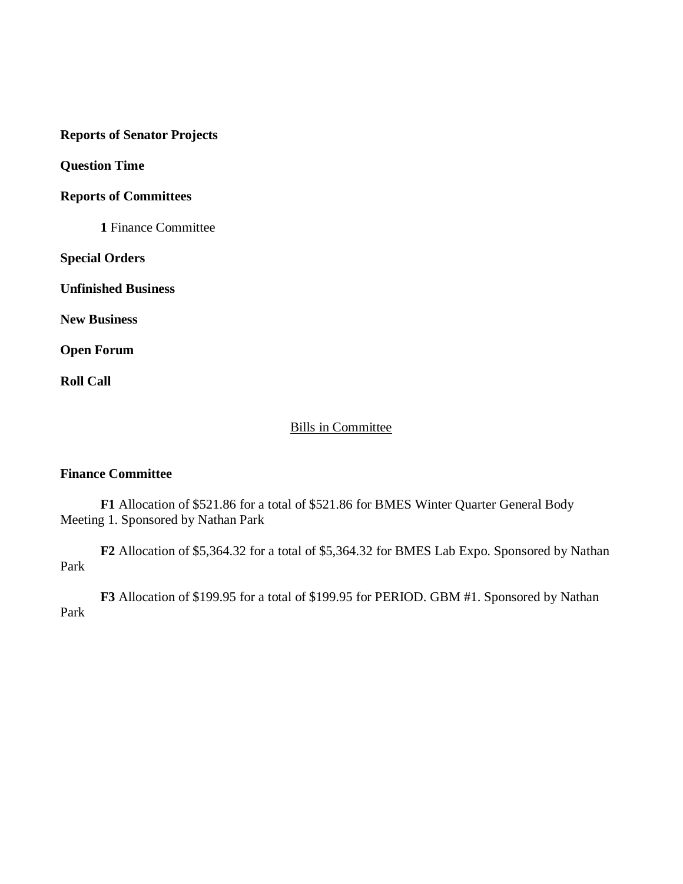**Reports of Senator Projects**

**Question Time**

**Reports of Committees**

**1** Finance Committee

**Special Orders**

**Unfinished Business**

**New Business**

**Open Forum**

**Roll Call**

Bills in Committee

**Finance Committee**

**F1** Allocation of $521.86 for a total of $521.86 for BMES Winter Quarter General Body Meeting 1. Sponsored by Nathan Park

**F2** Allocation of $5,364.32 for a total of $5,364.32 for BMES Lab Expo. Sponsored by Nathan Park

**F3** Allocation of $199.95 for a total of $199.95 for PERIOD. GBM #1. Sponsored by Nathan Park